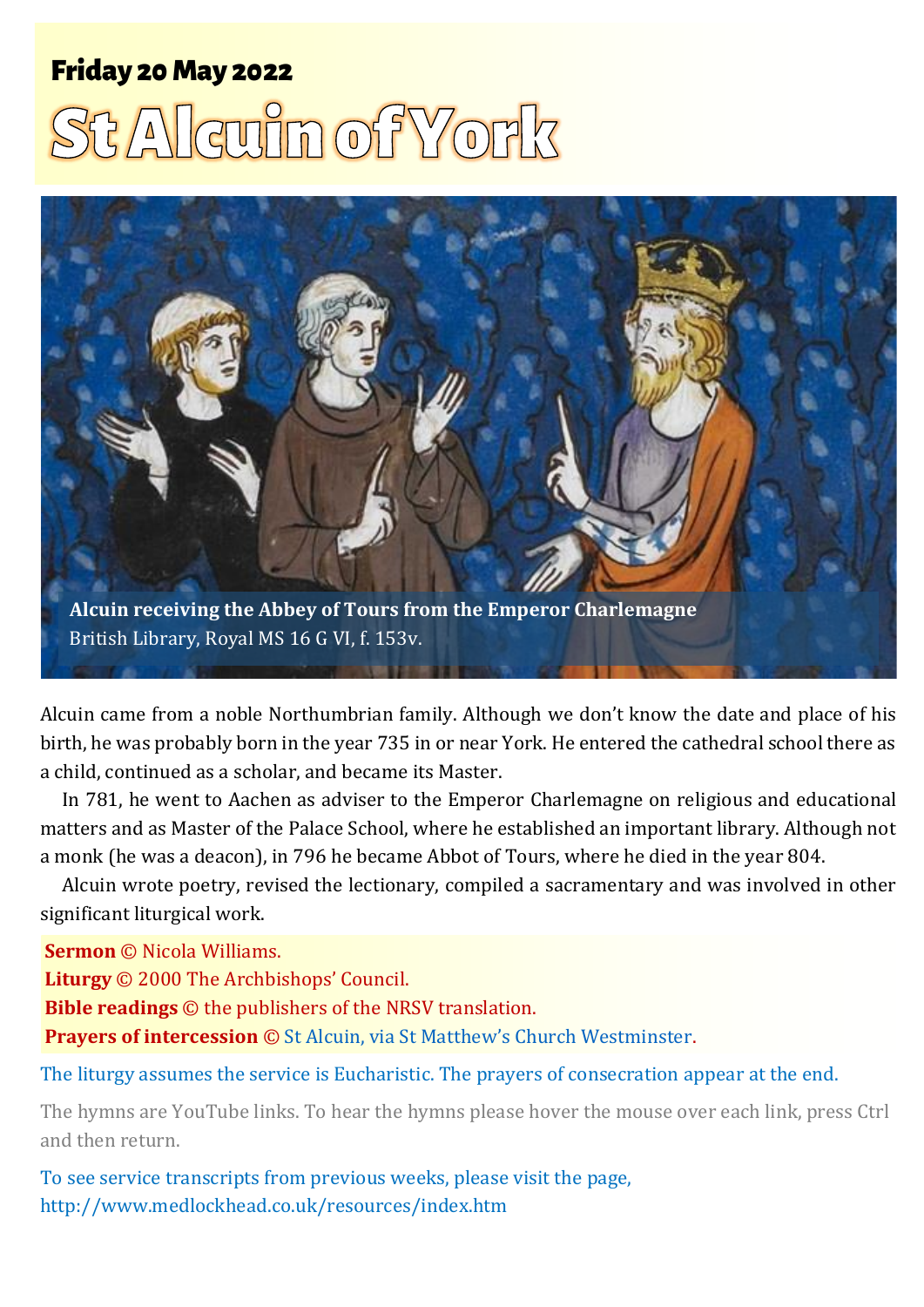**Friday 20 May 2022**

# St Alcuin of York

**Alcuin receiving the Abbey of Tours from the Emperor Charlemagne**
British Library, Royal MS 16 G VI, f. 153v.

Alcuin came from a noble Northumbrian family. Although we don't know the date and place of his birth, he was probably born in the year 735 in or near York. He entered the cathedral school there as a child, continued as a scholar, and became its Master.

In 781, he went to Aachen as adviser to the Emperor Charlemagne on religious and educational matters and as Master of the Palace School, where he established an important library. Although not a monk (he was a deacon), in 796 he became Abbot of Tours, where he died in the year 804.

Alcuin wrote poetry, revised the lectionary, compiled a sacramentary and was involved in other significant liturgical work.

**Sermon** © Nicola Williams.
**Liturgy** © 2000 The Archbishops' Council.
**Bible readings** © the publishers of the NRSV translation.
**Prayers of intercession** © St Alcuin, via St Matthew's Church Westminster.

The liturgy assumes the service is Eucharistic. The prayers of consecration appear at the end.

The hymns are YouTube links. To hear the hymns please hover the mouse over each link, press Ctrl and then return.

To see service transcripts from previous weeks, please visit the page,
http://www.medlockhead.co.uk/resources/index.htm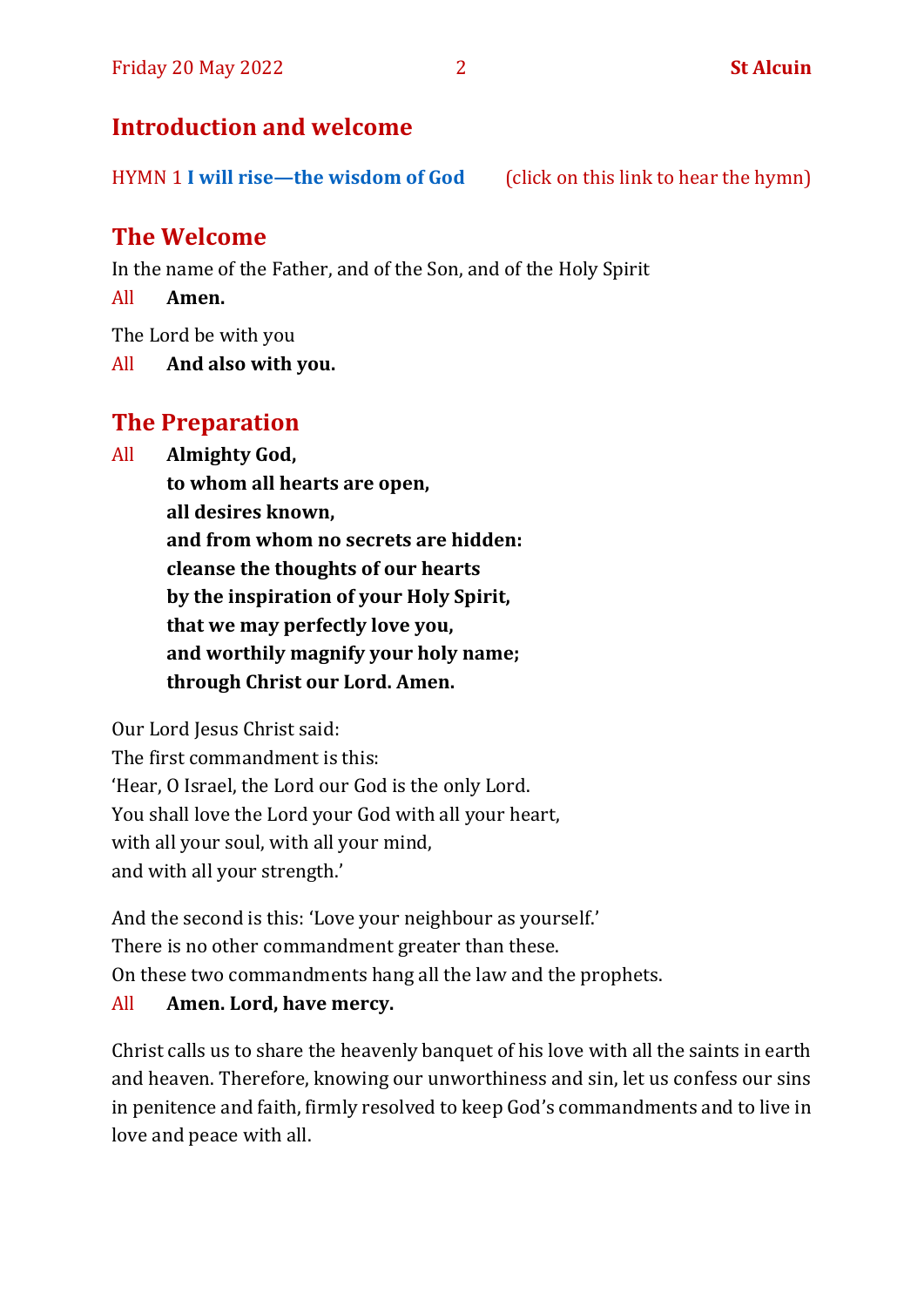## Introduction and welcome

HYMN 1 **I will rise—the wisdom of God** (click on this link to hear the hymn)

## The Welcome

In the name of the Father, and of the Son, and of the Holy Spirit

All **Amen.**

The Lord be with you

All **And also with you.**

## The Preparation

All **Almighty God,**
**to whom all hearts are open,**
**all desires known,**
**and from whom no secrets are hidden:**
**cleanse the thoughts of our hearts**
**by the inspiration of your Holy Spirit,**
**that we may perfectly love you,**
**and worthily magnify your holy name;**
**through Christ our Lord. Amen.**

Our Lord Jesus Christ said:
The first commandment is this:
'Hear, O Israel, the Lord our God is the only Lord.
You shall love the Lord your God with all your heart,
with all your soul, with all your mind,
and with all your strength.'

And the second is this: 'Love your neighbour as yourself.'
There is no other commandment greater than these.
On these two commandments hang all the law and the prophets.

All **Amen. Lord, have mercy.**

Christ calls us to share the heavenly banquet of his love with all the saints in earth and heaven. Therefore, knowing our unworthiness and sin, let us confess our sins in penitence and faith, firmly resolved to keep God's commandments and to live in love and peace with all.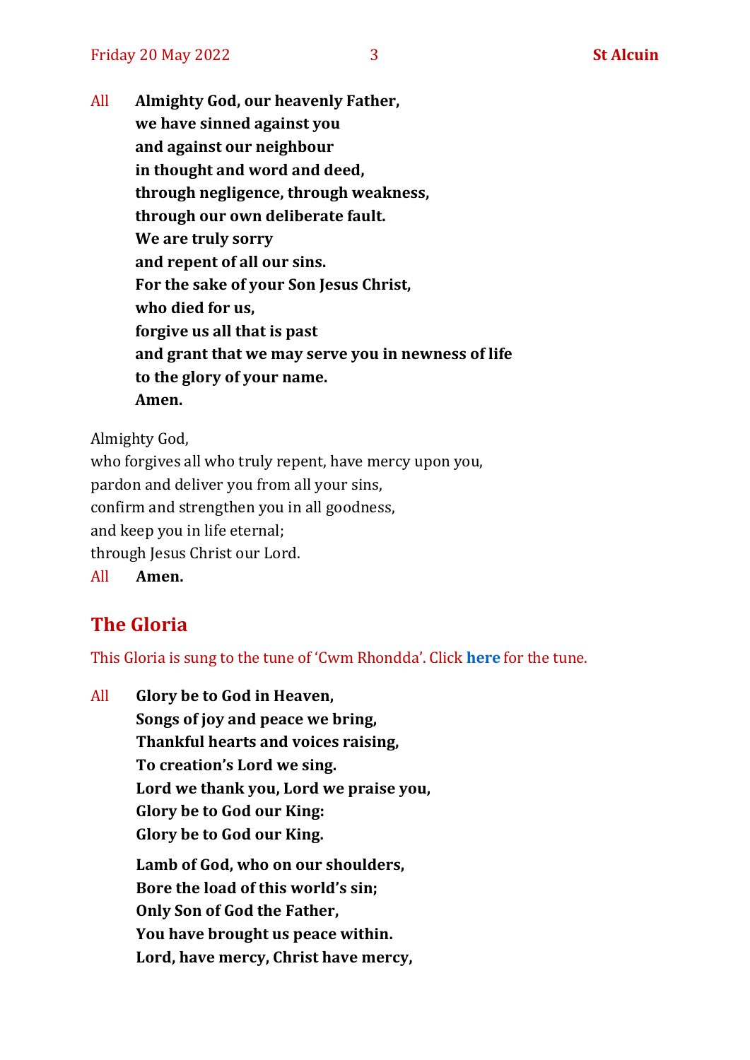All **Almighty God, our heavenly Father,**
**we have sinned against you**
**and against our neighbour**
**in thought and word and deed,**
**through negligence, through weakness,**
**through our own deliberate fault.**
**We are truly sorry**
**and repent of all our sins.**
**For the sake of your Son Jesus Christ,**
**who died for us,**
**forgive us all that is past**
**and grant that we may serve you in newness of life**
**to the glory of your name.**
**Amen.**

Almighty God,
who forgives all who truly repent, have mercy upon you,
pardon and deliver you from all your sins,
confirm and strengthen you in all goodness,
and keep you in life eternal;
through Jesus Christ our Lord.

All **Amen.**

## The Gloria

This Gloria is sung to the tune of 'Cwm Rhondda'. Click **here** for the tune.

All **Glory be to God in Heaven,**
**Songs of joy and peace we bring,**
**Thankful hearts and voices raising,**
**To creation's Lord we sing.**
**Lord we thank you, Lord we praise you,**
**Glory be to God our King:**
**Glory be to God our King.**

**Lamb of God, who on our shoulders,**
**Bore the load of this world's sin;**
**Only Son of God the Father,**
**You have brought us peace within.**
**Lord, have mercy, Christ have mercy,**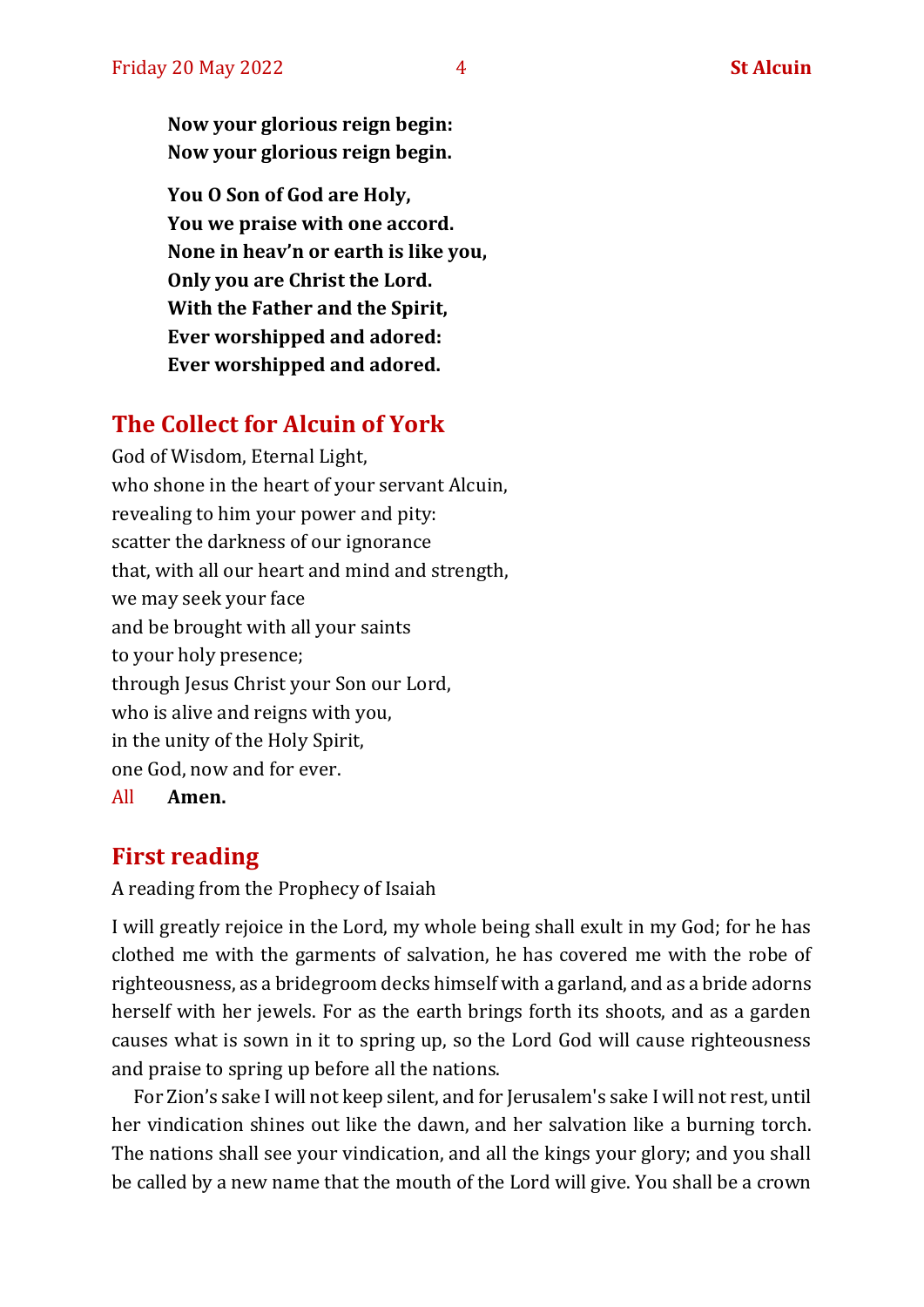**Now your glorious reign begin:**
**Now your glorious reign begin.**

**You O Son of God are Holy,**
**You we praise with one accord.**
**None in heav'n or earth is like you,**
**Only you are Christ the Lord.**
**With the Father and the Spirit,**
**Ever worshipped and adored:**
**Ever worshipped and adored.**

## The Collect for Alcuin of York

God of Wisdom, Eternal Light,
who shone in the heart of your servant Alcuin,
revealing to him your power and pity:
scatter the darkness of our ignorance
that, with all our heart and mind and strength,
we may seek your face
and be brought with all your saints
to your holy presence;
through Jesus Christ your Son our Lord,
who is alive and reigns with you,
in the unity of the Holy Spirit,
one God, now and for ever.
All **Amen.**

## First reading

A reading from the Prophecy of Isaiah

I will greatly rejoice in the Lord, my whole being shall exult in my God; for he has clothed me with the garments of salvation, he has covered me with the robe of righteousness, as a bridegroom decks himself with a garland, and as a bride adorns herself with her jewels. For as the earth brings forth its shoots, and as a garden causes what is sown in it to spring up, so the Lord God will cause righteousness and praise to spring up before all the nations.

For Zion's sake I will not keep silent, and for Jerusalem's sake I will not rest, until her vindication shines out like the dawn, and her salvation like a burning torch. The nations shall see your vindication, and all the kings your glory; and you shall be called by a new name that the mouth of the Lord will give. You shall be a crown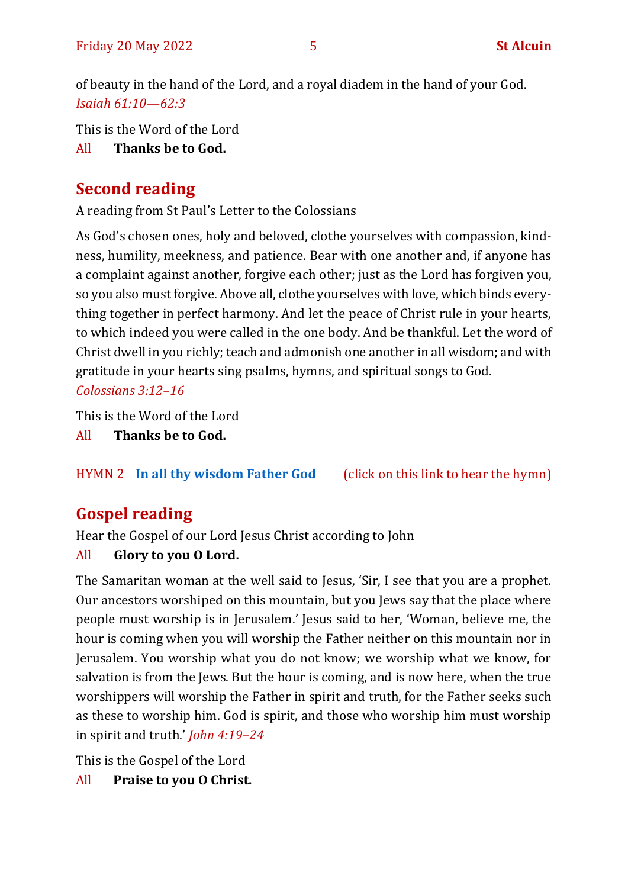of beauty in the hand of the Lord, and a royal diadem in the hand of your God. *Isaiah 61:10—62:3*

This is the Word of the Lord

All **Thanks be to God.**

## Second reading

A reading from St Paul's Letter to the Colossians

As God's chosen ones, holy and beloved, clothe yourselves with compassion, kindness, humility, meekness, and patience. Bear with one another and, if anyone has a complaint against another, forgive each other; just as the Lord has forgiven you, so you also must forgive. Above all, clothe yourselves with love, which binds everything together in perfect harmony. And let the peace of Christ rule in your hearts, to which indeed you were called in the one body. And be thankful. Let the word of Christ dwell in you richly; teach and admonish one another in all wisdom; and with gratitude in your hearts sing psalms, hymns, and spiritual songs to God. *Colossians 3:12–16*

This is the Word of the Lord

All **Thanks be to God.**

HYMN 2 **In all thy wisdom Father God** (click on this link to hear the hymn)

## Gospel reading

Hear the Gospel of our Lord Jesus Christ according to John

All **Glory to you O Lord.**

The Samaritan woman at the well said to Jesus, 'Sir, I see that you are a prophet. Our ancestors worshiped on this mountain, but you Jews say that the place where people must worship is in Jerusalem.' Jesus said to her, 'Woman, believe me, the hour is coming when you will worship the Father neither on this mountain nor in Jerusalem. You worship what you do not know; we worship what we know, for salvation is from the Jews. But the hour is coming, and is now here, when the true worshippers will worship the Father in spirit and truth, for the Father seeks such as these to worship him. God is spirit, and those who worship him must worship in spirit and truth.' *John 4:19–24*

This is the Gospel of the Lord

All **Praise to you O Christ.**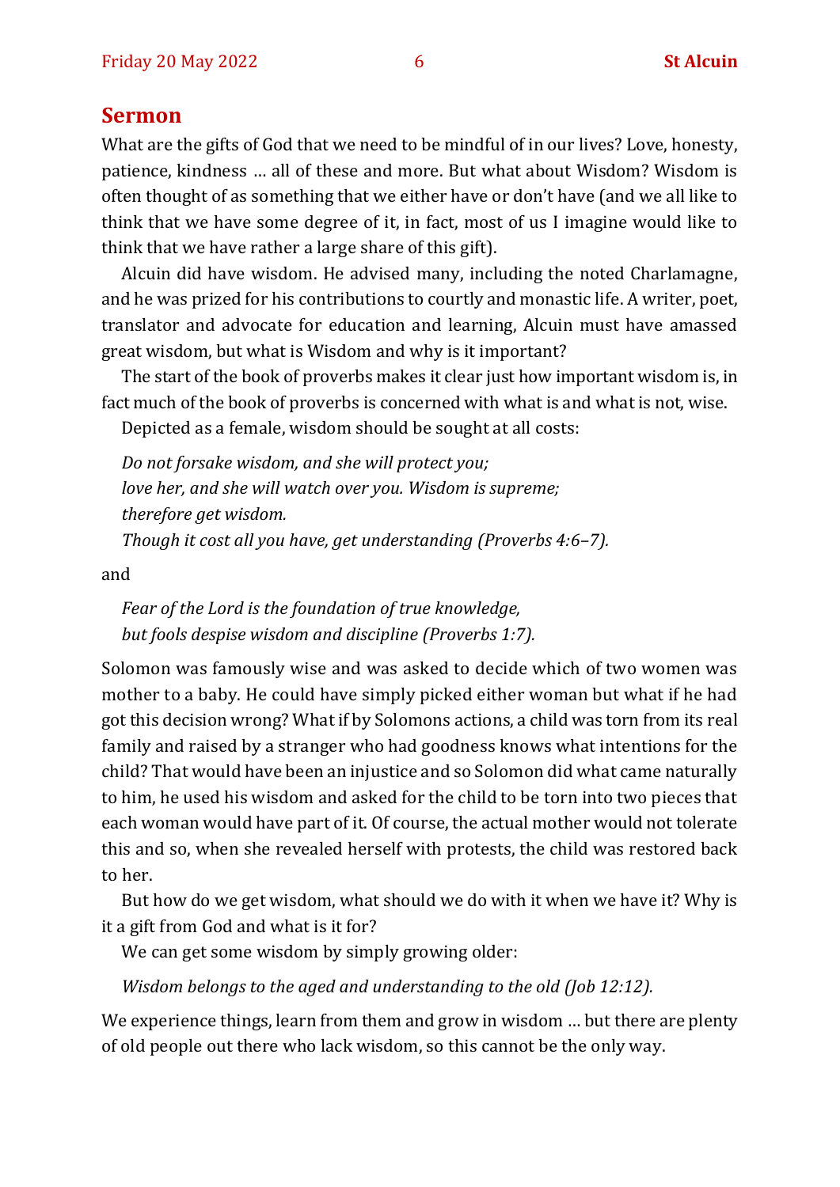## Sermon

What are the gifts of God that we need to be mindful of in our lives? Love, honesty, patience, kindness … all of these and more. But what about Wisdom? Wisdom is often thought of as something that we either have or don't have (and we all like to think that we have some degree of it, in fact, most of us I imagine would like to think that we have rather a large share of this gift).

Alcuin did have wisdom. He advised many, including the noted Charlamagne, and he was prized for his contributions to courtly and monastic life. A writer, poet, translator and advocate for education and learning, Alcuin must have amassed great wisdom, but what is Wisdom and why is it important?

The start of the book of proverbs makes it clear just how important wisdom is, in fact much of the book of proverbs is concerned with what is and what is not, wise.

Depicted as a female, wisdom should be sought at all costs:

*Do not forsake wisdom, and she will protect you;*
*love her, and she will watch over you. Wisdom is supreme;*
*therefore get wisdom.*
*Though it cost all you have, get understanding (Proverbs 4:6–7).*

and

*Fear of the Lord is the foundation of true knowledge,*
*but fools despise wisdom and discipline (Proverbs 1:7).*

Solomon was famously wise and was asked to decide which of two women was mother to a baby. He could have simply picked either woman but what if he had got this decision wrong? What if by Solomons actions, a child was torn from its real family and raised by a stranger who had goodness knows what intentions for the child? That would have been an injustice and so Solomon did what came naturally to him, he used his wisdom and asked for the child to be torn into two pieces that each woman would have part of it. Of course, the actual mother would not tolerate this and so, when she revealed herself with protests, the child was restored back to her.

But how do we get wisdom, what should we do with it when we have it? Why is it a gift from God and what is it for?

We can get some wisdom by simply growing older:

*Wisdom belongs to the aged and understanding to the old (Job 12:12).*

We experience things, learn from them and grow in wisdom … but there are plenty of old people out there who lack wisdom, so this cannot be the only way.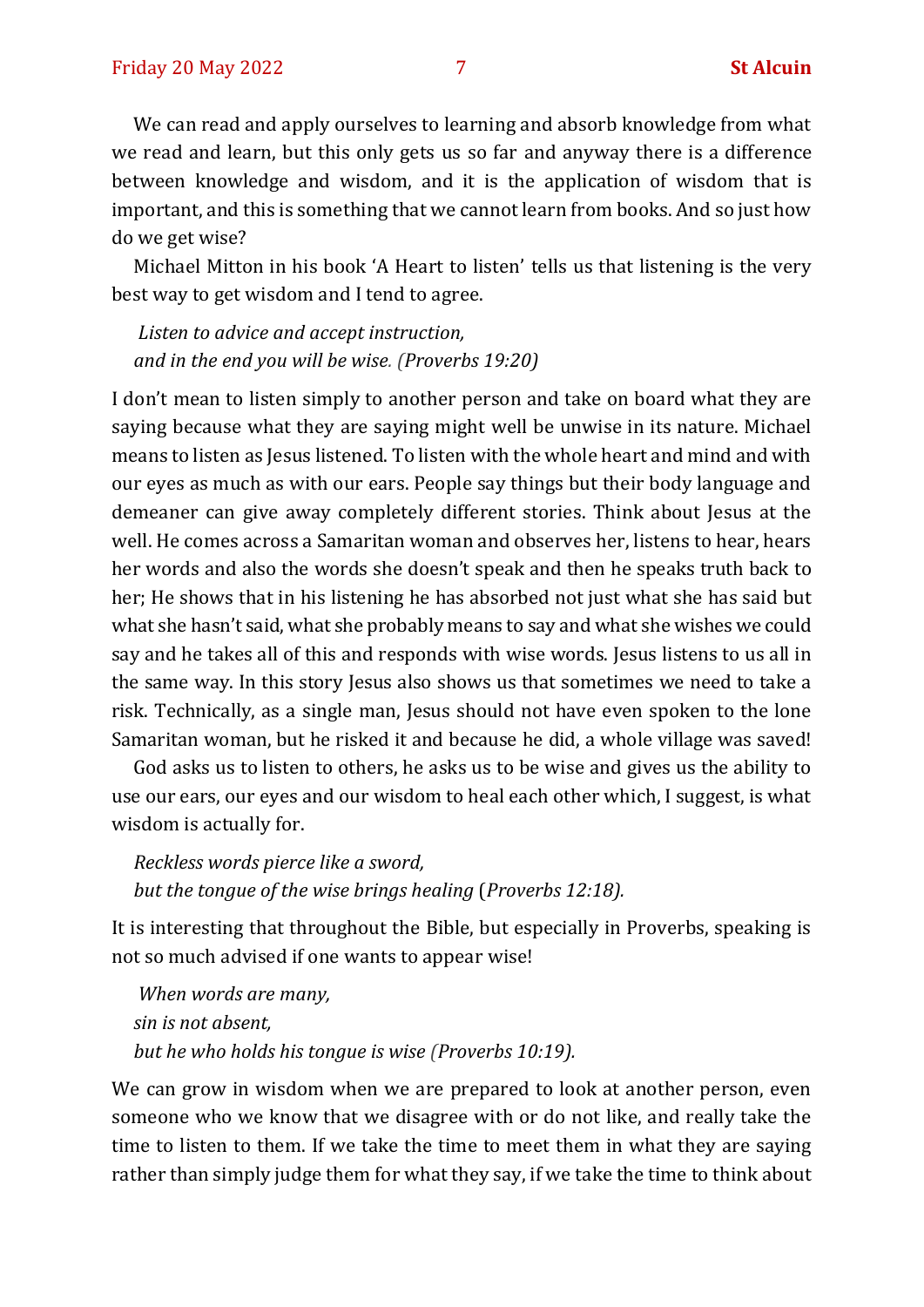We can read and apply ourselves to learning and absorb knowledge from what we read and learn, but this only gets us so far and anyway there is a difference between knowledge and wisdom, and it is the application of wisdom that is important, and this is something that we cannot learn from books. And so just how do we get wise?

Michael Mitton in his book 'A Heart to listen' tells us that listening is the very best way to get wisdom and I tend to agree.

> *Listen to advice and accept instruction,*
> *and in the end you will be wise. (Proverbs 19:20)*

I don't mean to listen simply to another person and take on board what they are saying because what they are saying might well be unwise in its nature. Michael means to listen as Jesus listened. To listen with the whole heart and mind and with our eyes as much as with our ears. People say things but their body language and demeaner can give away completely different stories. Think about Jesus at the well. He comes across a Samaritan woman and observes her, listens to hear, hears her words and also the words she doesn't speak and then he speaks truth back to her; He shows that in his listening he has absorbed not just what she has said but what she hasn't said, what she probably means to say and what she wishes we could say and he takes all of this and responds with wise words. Jesus listens to us all in the same way. In this story Jesus also shows us that sometimes we need to take a risk. Technically, as a single man, Jesus should not have even spoken to the lone Samaritan woman, but he risked it and because he did, a whole village was saved!

God asks us to listen to others, he asks us to be wise and gives us the ability to use our ears, our eyes and our wisdom to heal each other which, I suggest, is what wisdom is actually for.

> *Reckless words pierce like a sword,*
> *but the tongue of the wise brings healing* (*Proverbs 12:18).*

It is interesting that throughout the Bible, but especially in Proverbs, speaking is not so much advised if one wants to appear wise!

> *When words are many,*
> *sin is not absent,*
> *but he who holds his tongue is wise (Proverbs 10:19).*

We can grow in wisdom when we are prepared to look at another person, even someone who we know that we disagree with or do not like, and really take the time to listen to them. If we take the time to meet them in what they are saying rather than simply judge them for what they say, if we take the time to think about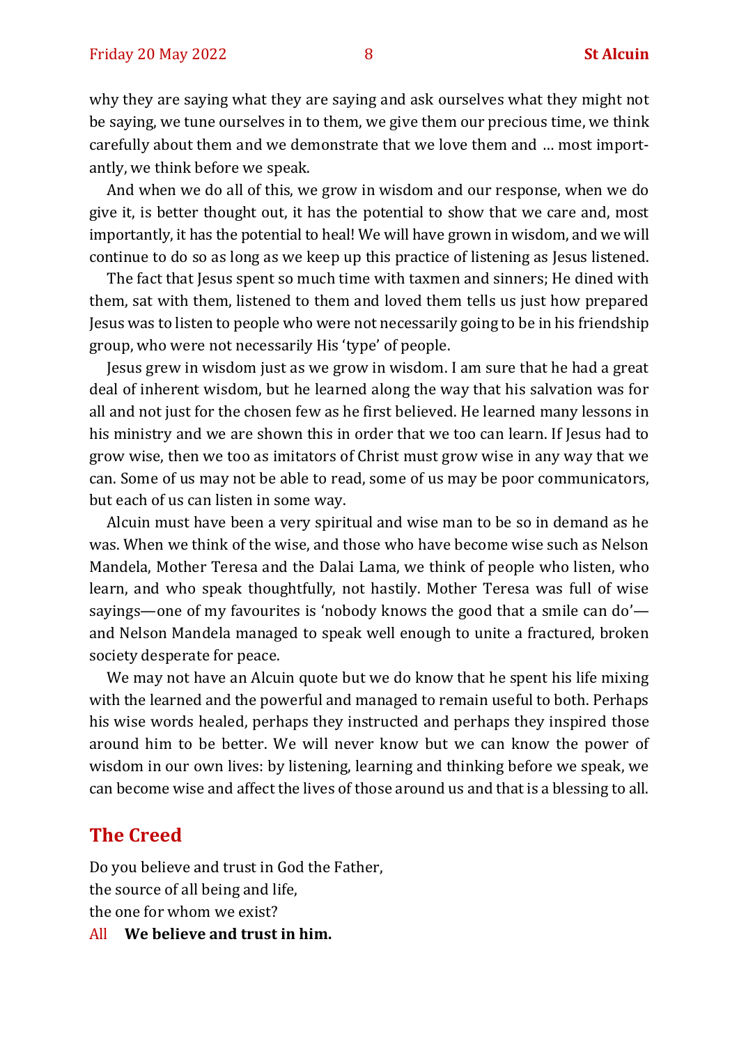why they are saying what they are saying and ask ourselves what they might not be saying, we tune ourselves in to them, we give them our precious time, we think carefully about them and we demonstrate that we love them and … most importantly, we think before we speak.

And when we do all of this, we grow in wisdom and our response, when we do give it, is better thought out, it has the potential to show that we care and, most importantly, it has the potential to heal! We will have grown in wisdom, and we will continue to do so as long as we keep up this practice of listening as Jesus listened.

The fact that Jesus spent so much time with taxmen and sinners; He dined with them, sat with them, listened to them and loved them tells us just how prepared Jesus was to listen to people who were not necessarily going to be in his friendship group, who were not necessarily His 'type' of people.

Jesus grew in wisdom just as we grow in wisdom. I am sure that he had a great deal of inherent wisdom, but he learned along the way that his salvation was for all and not just for the chosen few as he first believed. He learned many lessons in his ministry and we are shown this in order that we too can learn. If Jesus had to grow wise, then we too as imitators of Christ must grow wise in any way that we can. Some of us may not be able to read, some of us may be poor communicators, but each of us can listen in some way.

Alcuin must have been a very spiritual and wise man to be so in demand as he was. When we think of the wise, and those who have become wise such as Nelson Mandela, Mother Teresa and the Dalai Lama, we think of people who listen, who learn, and who speak thoughtfully, not hastily. Mother Teresa was full of wise sayings—one of my favourites is 'nobody knows the good that a smile can do'—and Nelson Mandela managed to speak well enough to unite a fractured, broken society desperate for peace.

We may not have an Alcuin quote but we do know that he spent his life mixing with the learned and the powerful and managed to remain useful to both. Perhaps his wise words healed, perhaps they instructed and perhaps they inspired those around him to be better. We will never know but we can know the power of wisdom in our own lives: by listening, learning and thinking before we speak, we can become wise and affect the lives of those around us and that is a blessing to all.

## The Creed

Do you believe and trust in God the Father,  
the source of all being and life,  
the one for whom we exist?

All **We believe and trust in him.**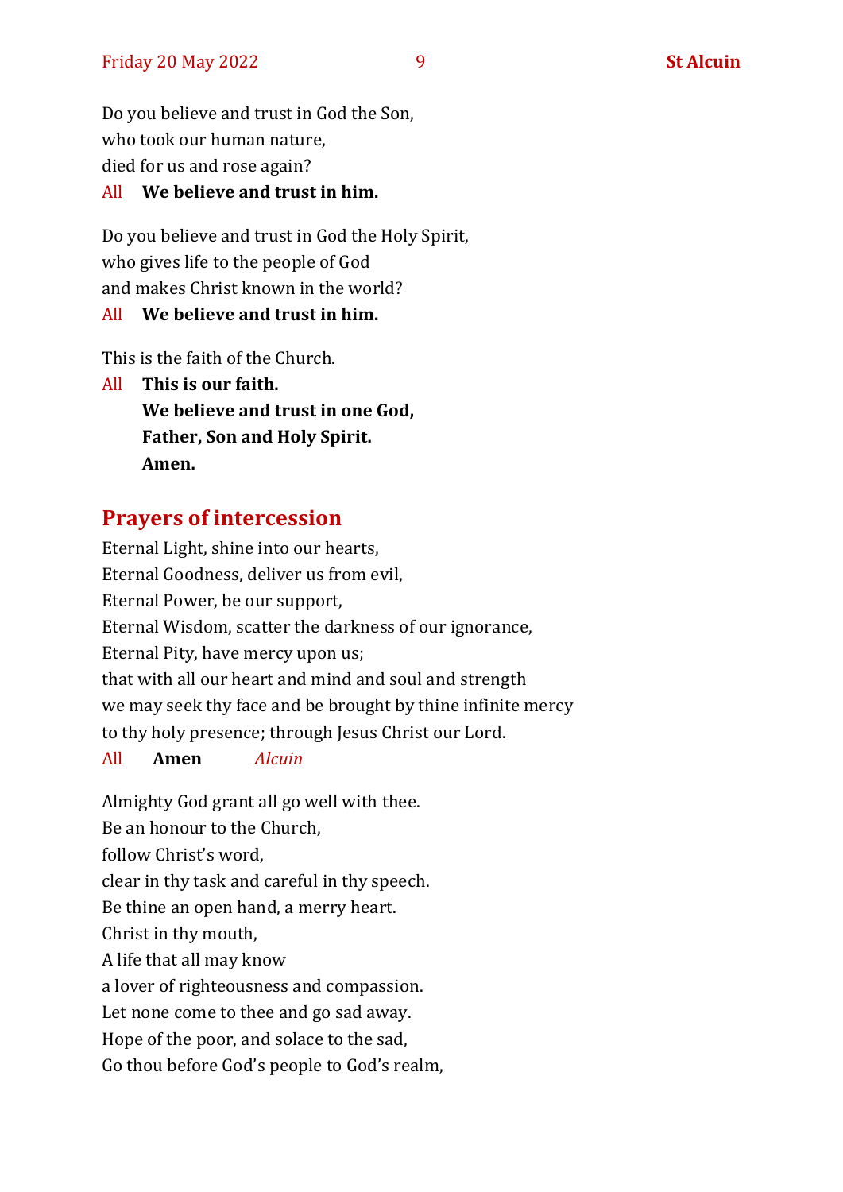Do you believe and trust in God the Son,
who took our human nature,
died for us and rose again?

All **We believe and trust in him.**

Do you believe and trust in God the Holy Spirit,
who gives life to the people of God
and makes Christ known in the world?

All **We believe and trust in him.**

This is the faith of the Church.

All **This is our faith.**
**We believe and trust in one God,**
**Father, Son and Holy Spirit.**
**Amen.**

## Prayers of intercession

Eternal Light, shine into our hearts,
Eternal Goodness, deliver us from evil,
Eternal Power, be our support,
Eternal Wisdom, scatter the darkness of our ignorance,
Eternal Pity, have mercy upon us;
that with all our heart and mind and soul and strength
we may seek thy face and be brought by thine infinite mercy
to thy holy presence; through Jesus Christ our Lord.

All **Amen** *Alcuin*

Almighty God grant all go well with thee.
Be an honour to the Church,
follow Christ's word,
clear in thy task and careful in thy speech.
Be thine an open hand, a merry heart.
Christ in thy mouth,
A life that all may know
a lover of righteousness and compassion.
Let none come to thee and go sad away.
Hope of the poor, and solace to the sad,
Go thou before God's people to God's realm,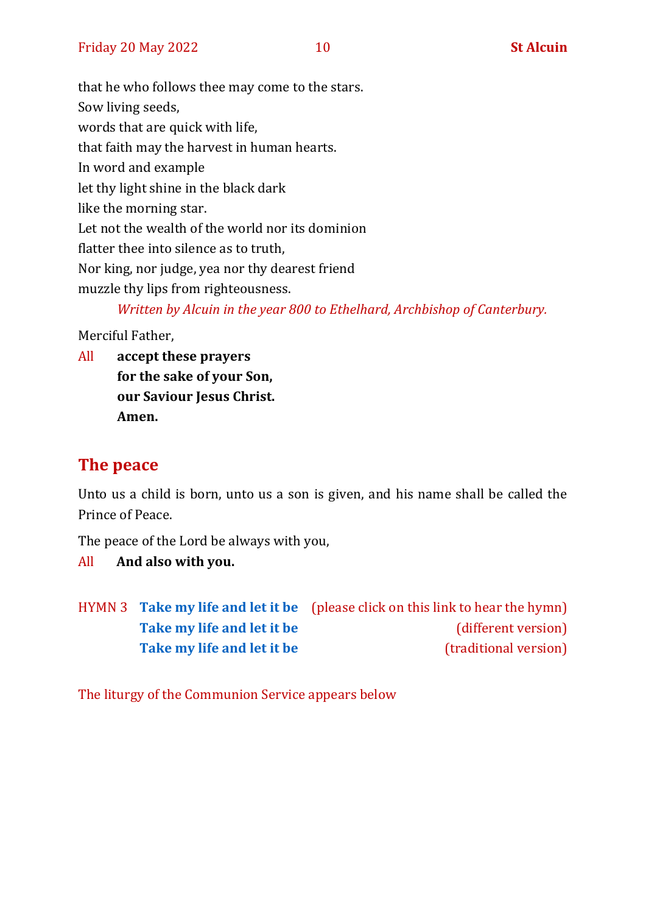that he who follows thee may come to the stars.
Sow living seeds,
words that are quick with life,
that faith may the harvest in human hearts.
In word and example
let thy light shine in the black dark
like the morning star.
Let not the wealth of the world nor its dominion
flatter thee into silence as to truth,
Nor king, nor judge, yea nor thy dearest friend
muzzle thy lips from righteousness.

*Written by Alcuin in the year 800 to Ethelhard, Archbishop of Canterbury.*

Merciful Father,

All **accept these prayers**
**for the sake of your Son,**
**our Saviour Jesus Christ.**
**Amen.**

## The peace

Unto us a child is born, unto us a son is given, and his name shall be called the Prince of Peace.

The peace of the Lord be always with you,

All **And also with you.**

HYMN 3 **Take my life and let it be** (please click on this link to hear the hymn)
**Take my life and let it be** (different version)
**Take my life and let it be** (traditional version)

The liturgy of the Communion Service appears below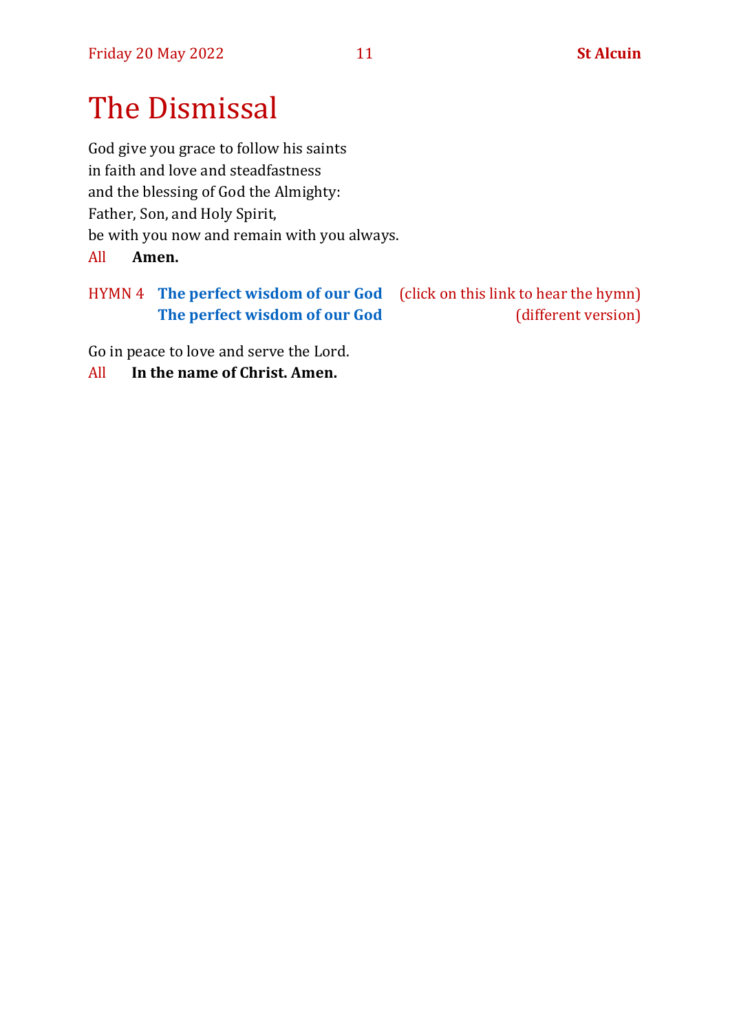# The Dismissal

God give you grace to follow his saints
in faith and love and steadfastness
and the blessing of God the Almighty:
Father, Son, and Holy Spirit,
be with you now and remain with you always.

All **Amen.**

HYMN 4 **The perfect wisdom of our God** (click on this link to hear the hymn)
**The perfect wisdom of our God** (different version)

Go in peace to love and serve the Lord.

All **In the name of Christ. Amen.**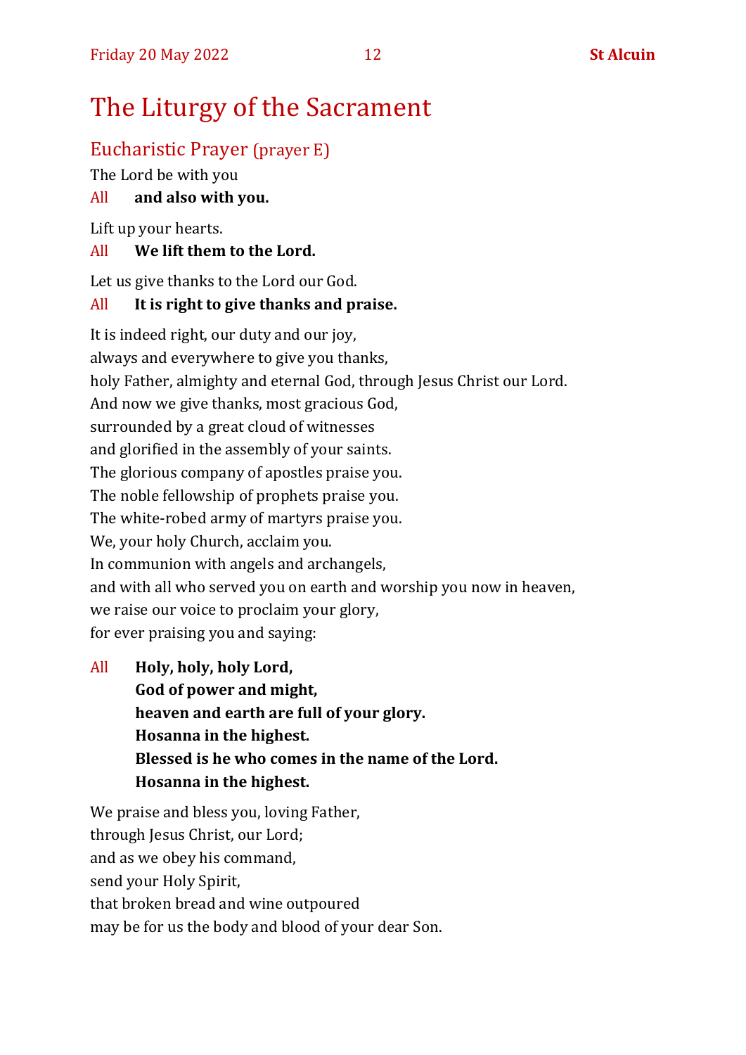# The Liturgy of the Sacrament

## Eucharistic Prayer (prayer E)

The Lord be with you

All **and also with you.**

Lift up your hearts.

All **We lift them to the Lord.**

Let us give thanks to the Lord our God.

All **It is right to give thanks and praise.**

It is indeed right, our duty and our joy,
always and everywhere to give you thanks,
holy Father, almighty and eternal God, through Jesus Christ our Lord.
And now we give thanks, most gracious God,
surrounded by a great cloud of witnesses
and glorified in the assembly of your saints.
The glorious company of apostles praise you.
The noble fellowship of prophets praise you.
The white-robed army of martyrs praise you.
We, your holy Church, acclaim you.
In communion with angels and archangels,
and with all who served you on earth and worship you now in heaven,
we raise our voice to proclaim your glory,
for ever praising you and saying:

All **Holy, holy, holy Lord,**
**God of power and might,**
**heaven and earth are full of your glory.**
**Hosanna in the highest.**
**Blessed is he who comes in the name of the Lord.**
**Hosanna in the highest.**

We praise and bless you, loving Father,
through Jesus Christ, our Lord;
and as we obey his command,
send your Holy Spirit,
that broken bread and wine outpoured
may be for us the body and blood of your dear Son.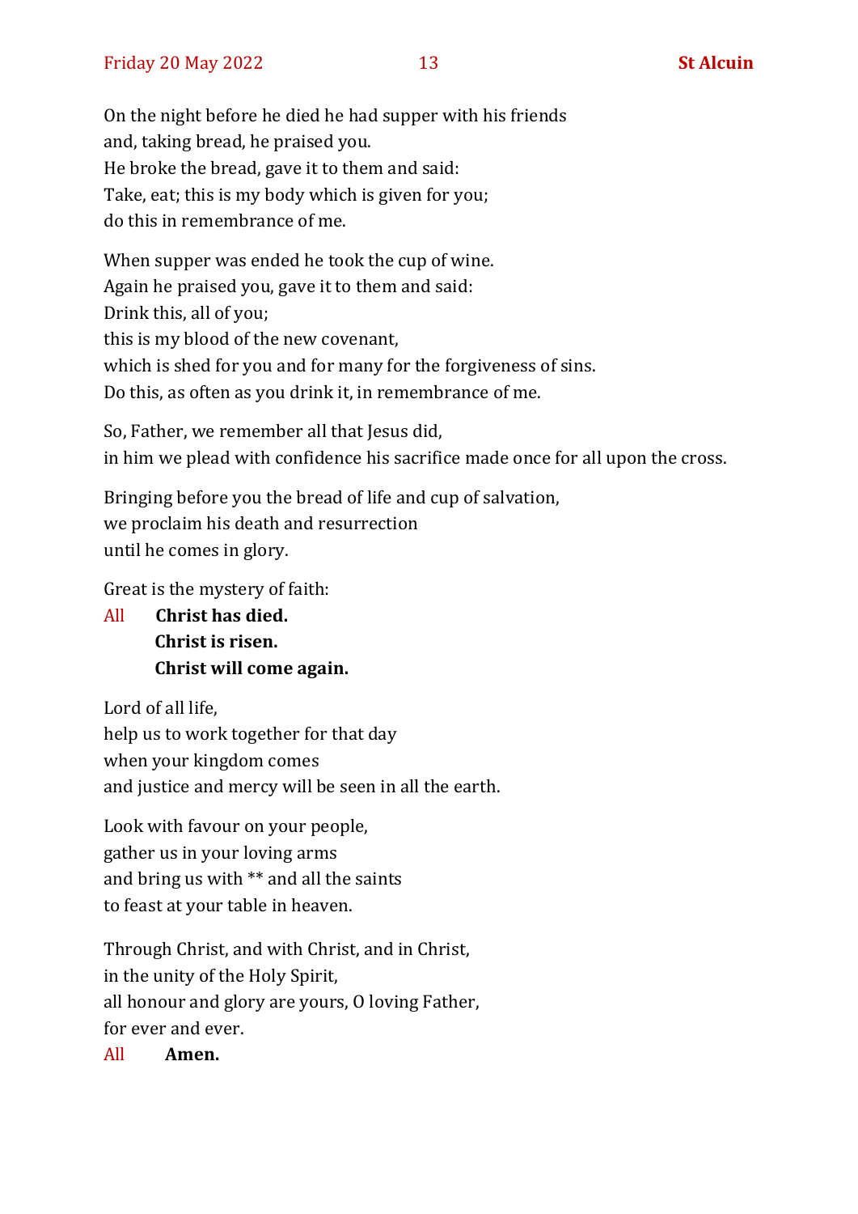On the night before he died he had supper with his friends
and, taking bread, he praised you.
He broke the bread, gave it to them and said:
Take, eat; this is my body which is given for you;
do this in remembrance of me.

When supper was ended he took the cup of wine.
Again he praised you, gave it to them and said:
Drink this, all of you;
this is my blood of the new covenant,
which is shed for you and for many for the forgiveness of sins.
Do this, as often as you drink it, in remembrance of me.

So, Father, we remember all that Jesus did,
in him we plead with confidence his sacrifice made once for all upon the cross.

Bringing before you the bread of life and cup of salvation,
we proclaim his death and resurrection
until he comes in glory.

Great is the mystery of faith:

All **Christ has died.**
**Christ is risen.**
**Christ will come again.**

Lord of all life,
help us to work together for that day
when your kingdom comes
and justice and mercy will be seen in all the earth.

Look with favour on your people,
gather us in your loving arms
and bring us with ** and all the saints
to feast at your table in heaven.

Through Christ, and with Christ, and in Christ,
in the unity of the Holy Spirit,
all honour and glory are yours, O loving Father,
for ever and ever.

All **Amen.**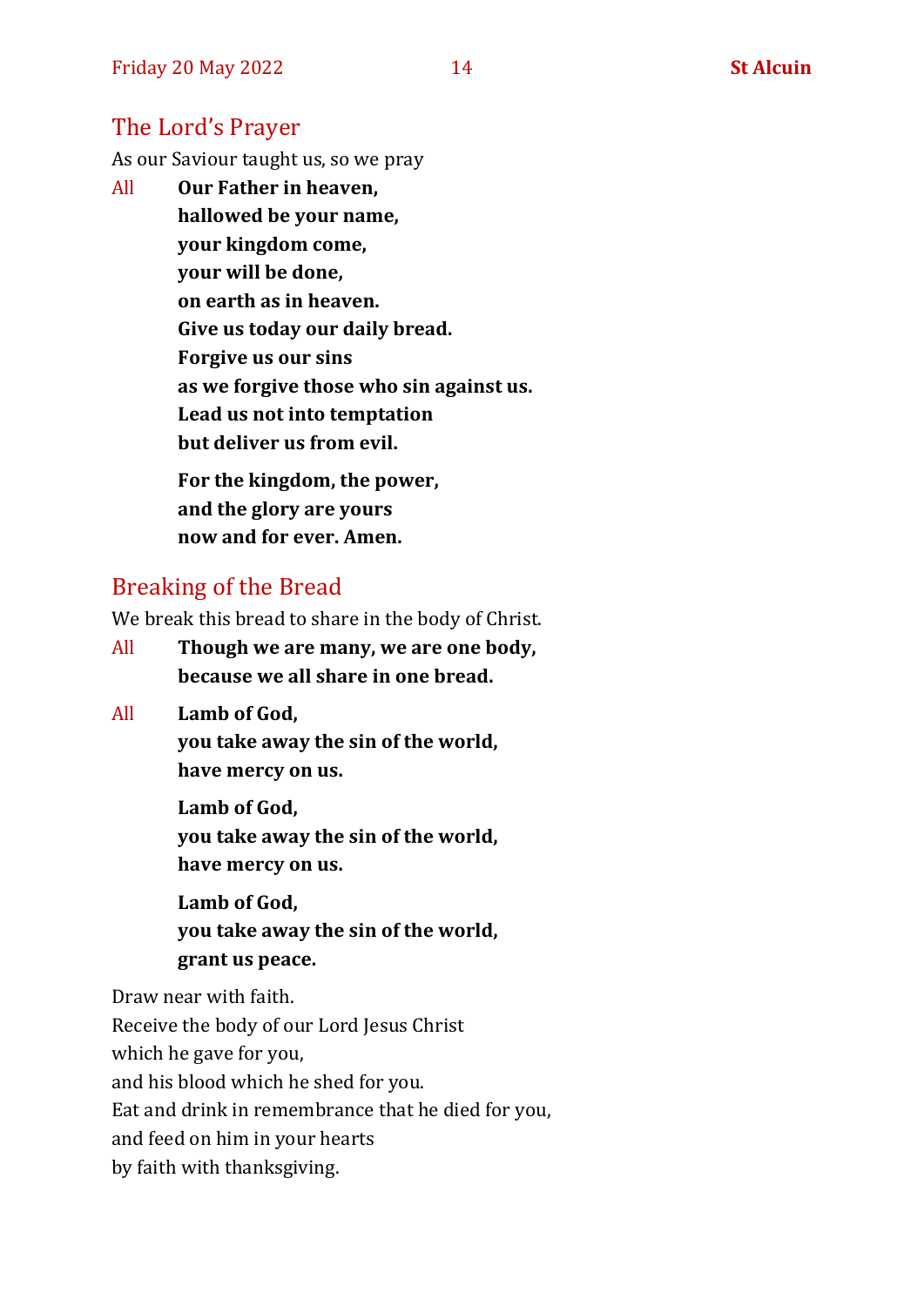## The Lord's Prayer

As our Saviour taught us, so we pray

All **Our Father in heaven,**
**hallowed be your name,**
**your kingdom come,**
**your will be done,**
**on earth as in heaven.**
**Give us today our daily bread.**
**Forgive us our sins**
**as we forgive those who sin against us.**
**Lead us not into temptation**
**but deliver us from evil.**

**For the kingdom, the power,**
**and the glory are yours**
**now and for ever. Amen.**

## Breaking of the Bread

We break this bread to share in the body of Christ.

All **Though we are many, we are one body,**
**because we all share in one bread.**

All **Lamb of God,**
**you take away the sin of the world,**
**have mercy on us.**

**Lamb of God,**
**you take away the sin of the world,**
**have mercy on us.**

**Lamb of God,**
**you take away the sin of the world,**
**grant us peace.**

Draw near with faith.
Receive the body of our Lord Jesus Christ
which he gave for you,
and his blood which he shed for you.
Eat and drink in remembrance that he died for you,
and feed on him in your hearts
by faith with thanksgiving.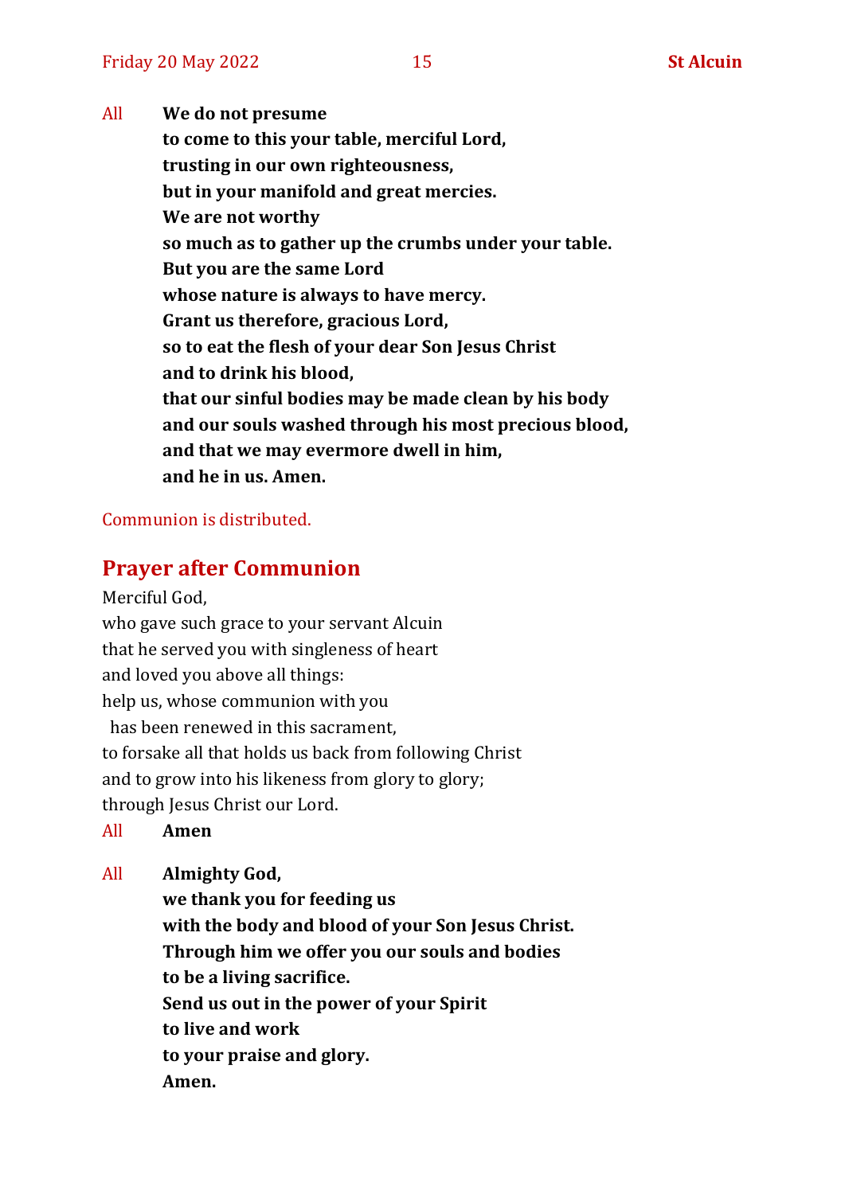All **We do not presume**
**to come to this your table, merciful Lord,**
**trusting in our own righteousness,**
**but in your manifold and great mercies.**
**We are not worthy**
**so much as to gather up the crumbs under your table.**
**But you are the same Lord**
**whose nature is always to have mercy.**
**Grant us therefore, gracious Lord,**
**so to eat the flesh of your dear Son Jesus Christ**
**and to drink his blood,**
**that our sinful bodies may be made clean by his body**
**and our souls washed through his most precious blood,**
**and that we may evermore dwell in him,**
**and he in us. Amen.**

Communion is distributed.

## Prayer after Communion

Merciful God,
who gave such grace to your servant Alcuin
that he served you with singleness of heart
and loved you above all things:
help us, whose communion with you
has been renewed in this sacrament,
to forsake all that holds us back from following Christ
and to grow into his likeness from glory to glory;
through Jesus Christ our Lord.

All **Amen**

All **Almighty God,**
**we thank you for feeding us**
**with the body and blood of your Son Jesus Christ.**
**Through him we offer you our souls and bodies**
**to be a living sacrifice.**
**Send us out in the power of your Spirit**
**to live and work**
**to your praise and glory.**
**Amen.**